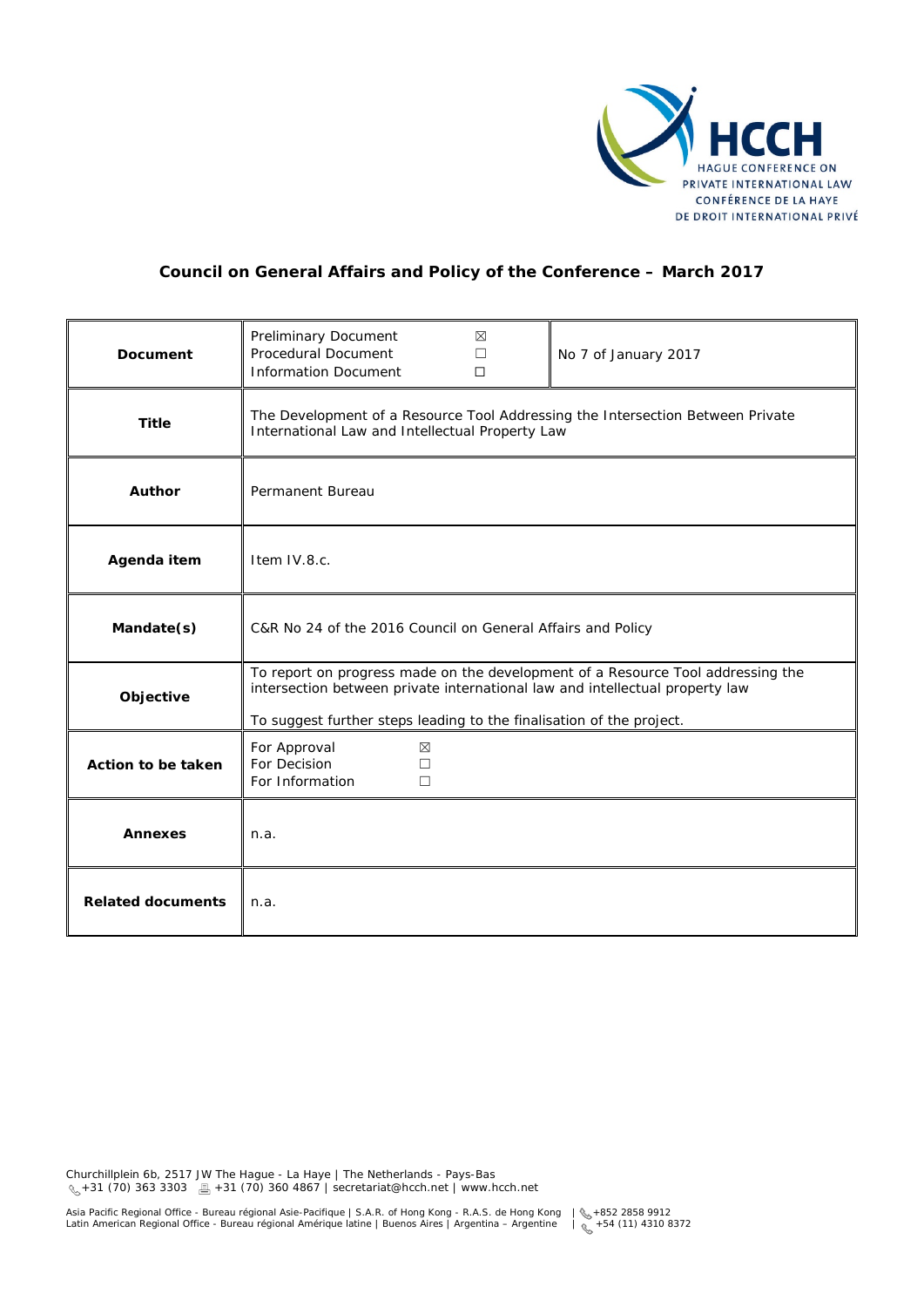HCCH
HAGUE CONFERENCE ON PRIVATE INTERNATIONAL LAW
CONFÉRENCE DE LA HAYE DE DROIT INTERNATIONAL PRIVÉ

**Council on General Affairs and Policy of the Conference – March 2017**

| | | |
|---|---|---|
| **Document** | Preliminary Document ☒<br>Procedural Document ☐<br>Information Document ☐ | No 7 of January 2017 |
| **Title** | The Development of a Resource Tool Addressing the Intersection Between Private International Law and Intellectual Property Law | |
| **Author** | Permanent Bureau | |
| **Agenda item** | Item IV.8.c. | |
| **Mandate(s)** | C&R No 24 of the 2016 Council on General Affairs and Policy | |
| **Objective** | To report on progress made on the development of a Resource Tool addressing the intersection between private international law and intellectual property law<br><br>To suggest further steps leading to the finalisation of the project. | |
| **Action to be taken** | For Approval ☒<br>For Decision ☐<br>For Information ☐ | |
| **Annexes** | n.a. | |
| **Related documents** | n.a. | |

Churchillplein 6b, 2517 JW The Hague - La Haye | The Netherlands - Pays-Bas
+31 (70) 363 3303 +31 (70) 360 4867 | secretariat@hcch.net | www.hcch.net

Asia Pacific Regional Office - Bureau régional Asie-Pacifique | S.A.R. of Hong Kong - R.A.S. de Hong Kong | +852 2858 9912
Latin American Regional Office - Bureau régional Amérique latine | Buenos Aires | Argentina – Argentine | +54 (11) 4310 8372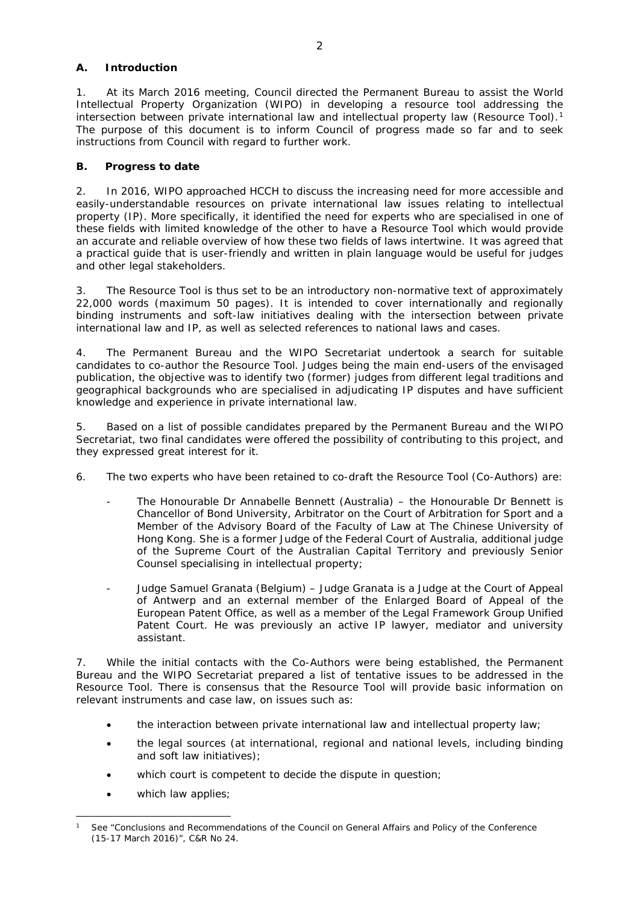## A. Introduction

1. At its March 2016 meeting, Council directed the Permanent Bureau to assist the World Intellectual Property Organization (WIPO) in developing a resource tool addressing the intersection between private international law and intellectual property law (Resource Tool).[1] The purpose of this document is to inform Council of progress made so far and to seek instructions from Council with regard to further work.

## B. Progress to date

2. In 2016, WIPO approached HCCH to discuss the increasing need for more accessible and easily-understandable resources on private international law issues relating to intellectual property (IP). More specifically, it identified the need for experts who are specialised in one of these fields with limited knowledge of the other to have a Resource Tool which would provide an accurate and reliable overview of how these two fields of laws intertwine. It was agreed that a practical guide that is user-friendly and written in plain language would be useful for judges and other legal stakeholders.

3. The Resource Tool is thus set to be an introductory non-normative text of approximately 22,000 words (maximum 50 pages). It is intended to cover internationally and regionally binding instruments and soft-law initiatives dealing with the intersection between private international law and IP, as well as selected references to national laws and cases.

4. The Permanent Bureau and the WIPO Secretariat undertook a search for suitable candidates to co-author the Resource Tool. Judges being the main end-users of the envisaged publication, the objective was to identify two (former) judges from different legal traditions and geographical backgrounds who are specialised in adjudicating IP disputes and have sufficient knowledge and experience in private international law.

5. Based on a list of possible candidates prepared by the Permanent Bureau and the WIPO Secretariat, two final candidates were offered the possibility of contributing to this project, and they expressed great interest for it.

6. The two experts who have been retained to co-draft the Resource Tool (Co-Authors) are:

- The Honourable Dr Annabelle Bennett (Australia) – the Honourable Dr Bennett is Chancellor of Bond University, Arbitrator on the Court of Arbitration for Sport and a Member of the Advisory Board of the Faculty of Law at The Chinese University of Hong Kong. She is a former Judge of the Federal Court of Australia, additional judge of the Supreme Court of the Australian Capital Territory and previously Senior Counsel specialising in intellectual property;
- Judge Samuel Granata (Belgium) – Judge Granata is a Judge at the Court of Appeal of Antwerp and an external member of the Enlarged Board of Appeal of the European Patent Office, as well as a member of the Legal Framework Group Unified Patent Court. He was previously an active IP lawyer, mediator and university assistant.

7. While the initial contacts with the Co-Authors were being established, the Permanent Bureau and the WIPO Secretariat prepared a list of tentative issues to be addressed in the Resource Tool. There is consensus that the Resource Tool will provide basic information on relevant instruments and case law, on issues such as:

- the interaction between private international law and intellectual property law;
- the legal sources (at international, regional and national levels, including binding and soft law initiatives);
- which court is competent to decide the dispute in question;
- which law applies;

[1] See "Conclusions and Recommendations of the Council on General Affairs and Policy of the Conference (15-17 March 2016)", C&R No 24.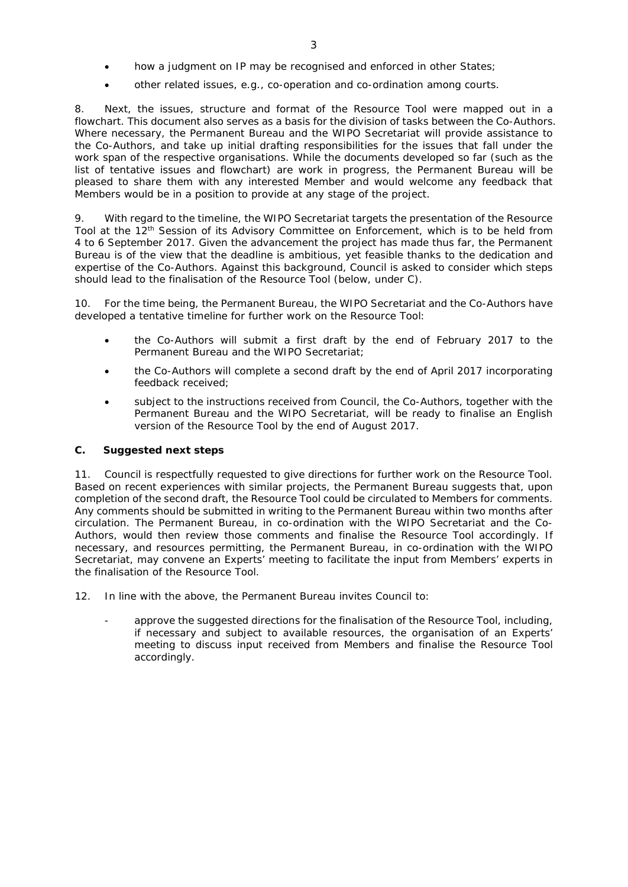- how a judgment on IP may be recognised and enforced in other States;
- other related issues, e.g., co-operation and co-ordination among courts.

8. Next, the issues, structure and format of the Resource Tool were mapped out in a flowchart. This document also serves as a basis for the division of tasks between the Co-Authors. Where necessary, the Permanent Bureau and the WIPO Secretariat will provide assistance to the Co-Authors, and take up initial drafting responsibilities for the issues that fall under the work span of the respective organisations. While the documents developed so far (such as the list of tentative issues and flowchart) are work in progress, the Permanent Bureau will be pleased to share them with any interested Member and would welcome any feedback that Members would be in a position to provide at any stage of the project.

9. With regard to the timeline, the WIPO Secretariat targets the presentation of the Resource Tool at the 12th Session of its Advisory Committee on Enforcement, which is to be held from 4 to 6 September 2017. Given the advancement the project has made thus far, the Permanent Bureau is of the view that the deadline is ambitious, yet feasible thanks to the dedication and expertise of the Co-Authors. Against this background, Council is asked to consider which steps should lead to the finalisation of the Resource Tool (below, under C).

10. For the time being, the Permanent Bureau, the WIPO Secretariat and the Co-Authors have developed a tentative timeline for further work on the Resource Tool:

- the Co-Authors will submit a first draft by the end of February 2017 to the Permanent Bureau and the WIPO Secretariat;
- the Co-Authors will complete a second draft by the end of April 2017 incorporating feedback received;
- subject to the instructions received from Council, the Co-Authors, together with the Permanent Bureau and the WIPO Secretariat, will be ready to finalise an English version of the Resource Tool by the end of August 2017.

## C. Suggested next steps

11. Council is respectfully requested to give directions for further work on the Resource Tool. Based on recent experiences with similar projects, the Permanent Bureau suggests that, upon completion of the second draft, the Resource Tool could be circulated to Members for comments. Any comments should be submitted in writing to the Permanent Bureau within two months after circulation. The Permanent Bureau, in co-ordination with the WIPO Secretariat and the Co-Authors, would then review those comments and finalise the Resource Tool accordingly. If necessary, and resources permitting, the Permanent Bureau, in co-ordination with the WIPO Secretariat, may convene an Experts' meeting to facilitate the input from Members' experts in the finalisation of the Resource Tool.

12. In line with the above, the Permanent Bureau invites Council to:

- approve the suggested directions for the finalisation of the Resource Tool, including, if necessary and subject to available resources, the organisation of an Experts' meeting to discuss input received from Members and finalise the Resource Tool accordingly.